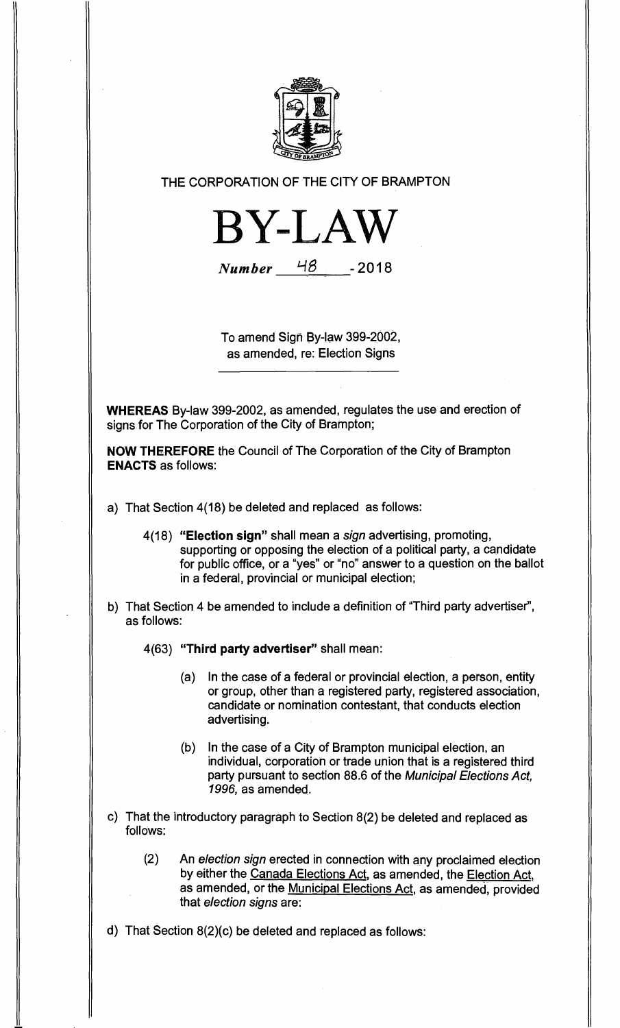THE CORPORATION OF THE CITY OF BRAMPTON

# BY-LAW

*Number* 48 - 2018

To amend Sign By-law 399-2002, as amended, re: Election Signs

**WHEREAS** By-law 399-2002, as amended, regulates the use and erection of signs for The Corporation of the City of Brampton;

**NOW THEREFORE** the Council of The Corporation of the City of Brampton **ENACTS** as follows:

a) That Section 4(18) be deleted and replaced as follows:

> 4(18) **"Election sign"** shall mean a *sign* advertising, promoting, supporting or opposing the election of a political party, a candidate for public office, or a "yes" or "no" answer to a question on the ballot in a federal, provincial or municipal election;

b) That Section 4 be amended to include a definition of "Third party advertiser", as follows:

> 4(63) **"Third party advertiser"** shall mean:
>
> (a) In the case of a federal or provincial election, a person, entity or group, other than a registered party, registered association, candidate or nomination contestant, that conducts election advertising.
>
> (b) In the case of a City of Brampton municipal election, an individual, corporation or trade union that is a registered third party pursuant to section 88.6 of the *Municipal Elections Act, 1996,* as amended.

c) That the introductory paragraph to Section 8(2) be deleted and replaced as follows:

> (2) An *election sign* erected in connection with any proclaimed election by either the Canada Elections Act, as amended, the Election Act, as amended, or the Municipal Elections Act, as amended, provided that *election signs* are:

d) That Section 8(2)(c) be deleted and replaced as follows: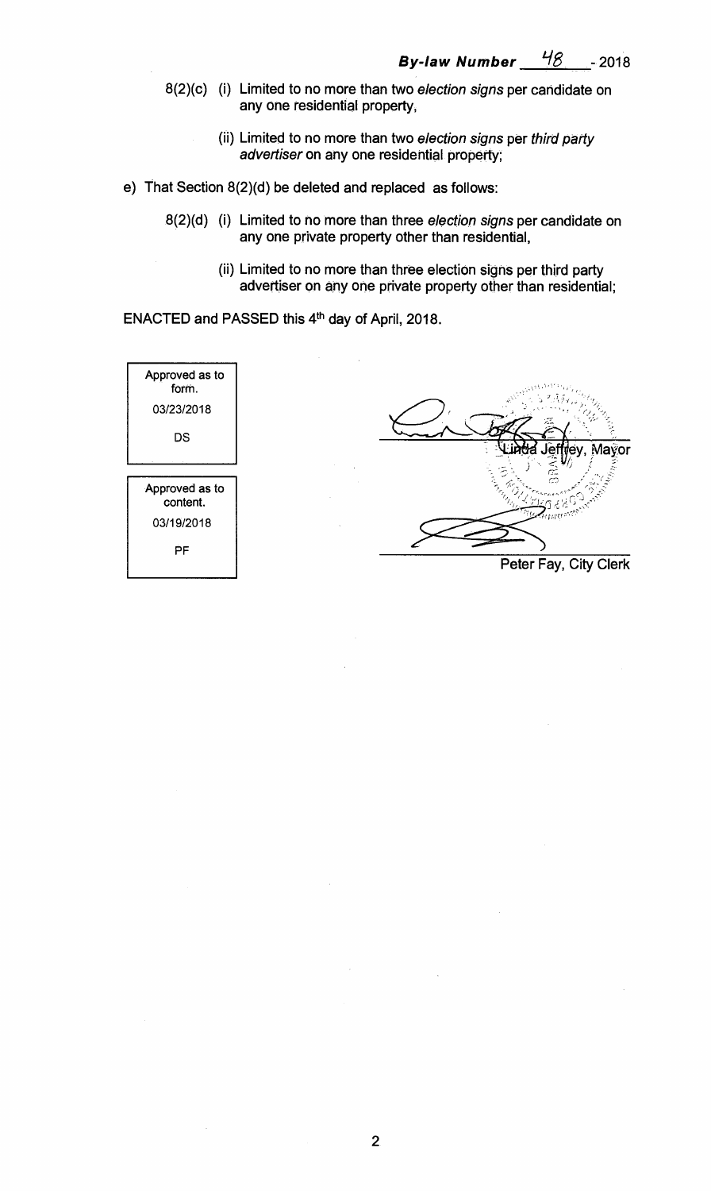**By-law Number 48 - 2018**

8(2)(c) (i) Limited to no more than two *election signs* per candidate on any one residential property,

(ii) Limited to no more than two *election signs* per *third party advertiser* on any one residential property;

e) That Section 8(2)(d) be deleted and replaced as follows:

8(2)(d) (i) Limited to no more than three *election signs* per candidate on any one private property other than residential,

(ii) Limited to no more than three election signs per third party advertiser on any one private property other than residential;

ENACTED and PASSED this 4th day of April, 2018.

| |
|---|
| Approved as to form. |
| 03/23/2018 |
| DS |

| |
|---|
| Approved as to content. |
| 03/19/2018 |
| PF |

Linda Jeffrey, Mayor

Peter Fay, City Clerk